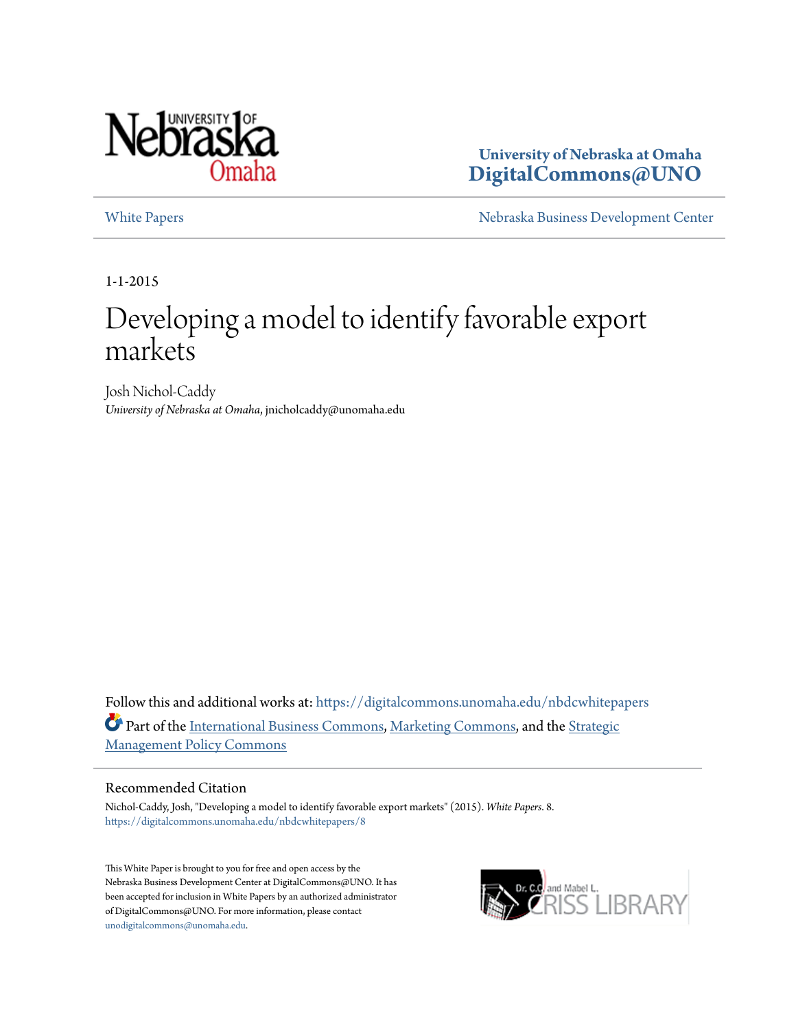University of Nebraska at Omaha
**DigitalCommons@UNO**

White Papers | Nebraska Business Development Center

1-1-2015

# Developing a model to identify favorable export markets

Josh Nichol-Caddy
*University of Nebraska at Omaha*, jnicholcaddy@unomaha.edu

Follow this and additional works at: https://digitalcommons.unomaha.edu/nbdcwhitepapers

Part of the International Business Commons, Marketing Commons, and the Strategic Management Policy Commons

## Recommended Citation

Nichol-Caddy, Josh, "Developing a model to identify favorable export markets" (2015). *White Papers*. 8.
https://digitalcommons.unomaha.edu/nbdcwhitepapers/8

This White Paper is brought to you for free and open access by the Nebraska Business Development Center at DigitalCommons@UNO. It has been accepted for inclusion in White Papers by an authorized administrator of DigitalCommons@UNO. For more information, please contact unodigitalcommons@unomaha.edu.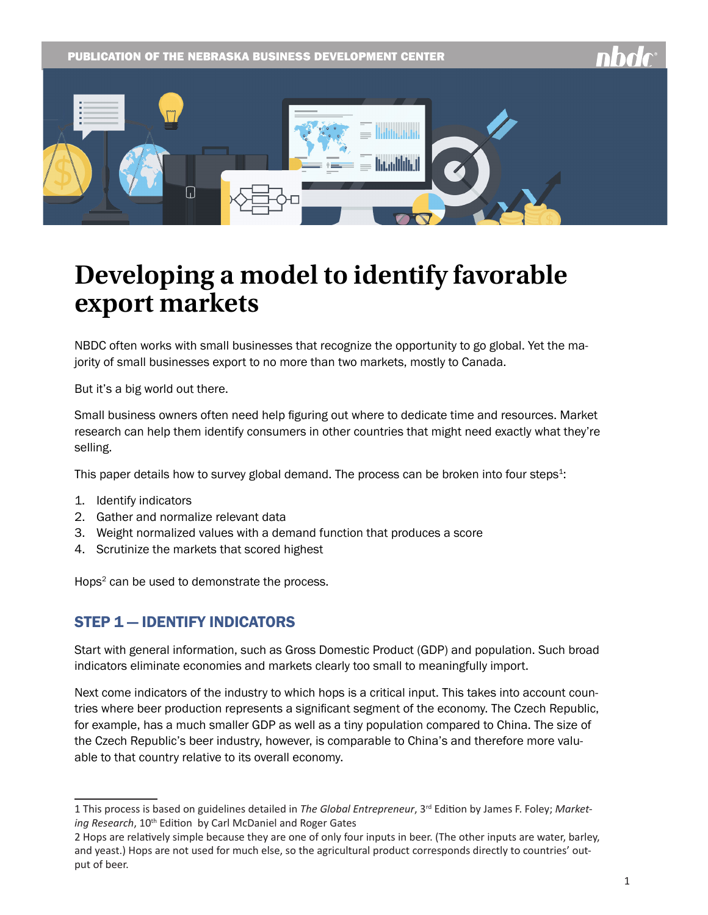PUBLICATION OF THE NEBRASKA BUSINESS DEVELOPMENT CENTER

# Developing a model to identify favorable export markets

NBDC often works with small businesses that recognize the opportunity to go global. Yet the majority of small businesses export to no more than two markets, mostly to Canada.

But it's a big world out there.

Small business owners often need help figuring out where to dedicate time and resources. Market research can help them identify consumers in other countries that might need exactly what they're selling.

This paper details how to survey global demand. The process can be broken into four steps[1]:

1. Identify indicators
2. Gather and normalize relevant data
3. Weight normalized values with a demand function that produces a score
4. Scrutinize the markets that scored highest

Hops[2] can be used to demonstrate the process.

## STEP 1 — IDENTIFY INDICATORS

Start with general information, such as Gross Domestic Product (GDP) and population. Such broad indicators eliminate economies and markets clearly too small to meaningfully import.

Next come indicators of the industry to which hops is a critical input. This takes into account countries where beer production represents a significant segment of the economy. The Czech Republic, for example, has a much smaller GDP as well as a tiny population compared to China. The size of the Czech Republic's beer industry, however, is comparable to China's and therefore more valuable to that country relative to its overall economy.

---

1 This process is based on guidelines detailed in *The Global Entrepreneur*, 3rd Edition by James F. Foley; *Marketing Research*, 10th Edition by Carl McDaniel and Roger Gates

2 Hops are relatively simple because they are one of only four inputs in beer. (The other inputs are water, barley, and yeast.) Hops are not used for much else, so the agricultural product corresponds directly to countries' output of beer.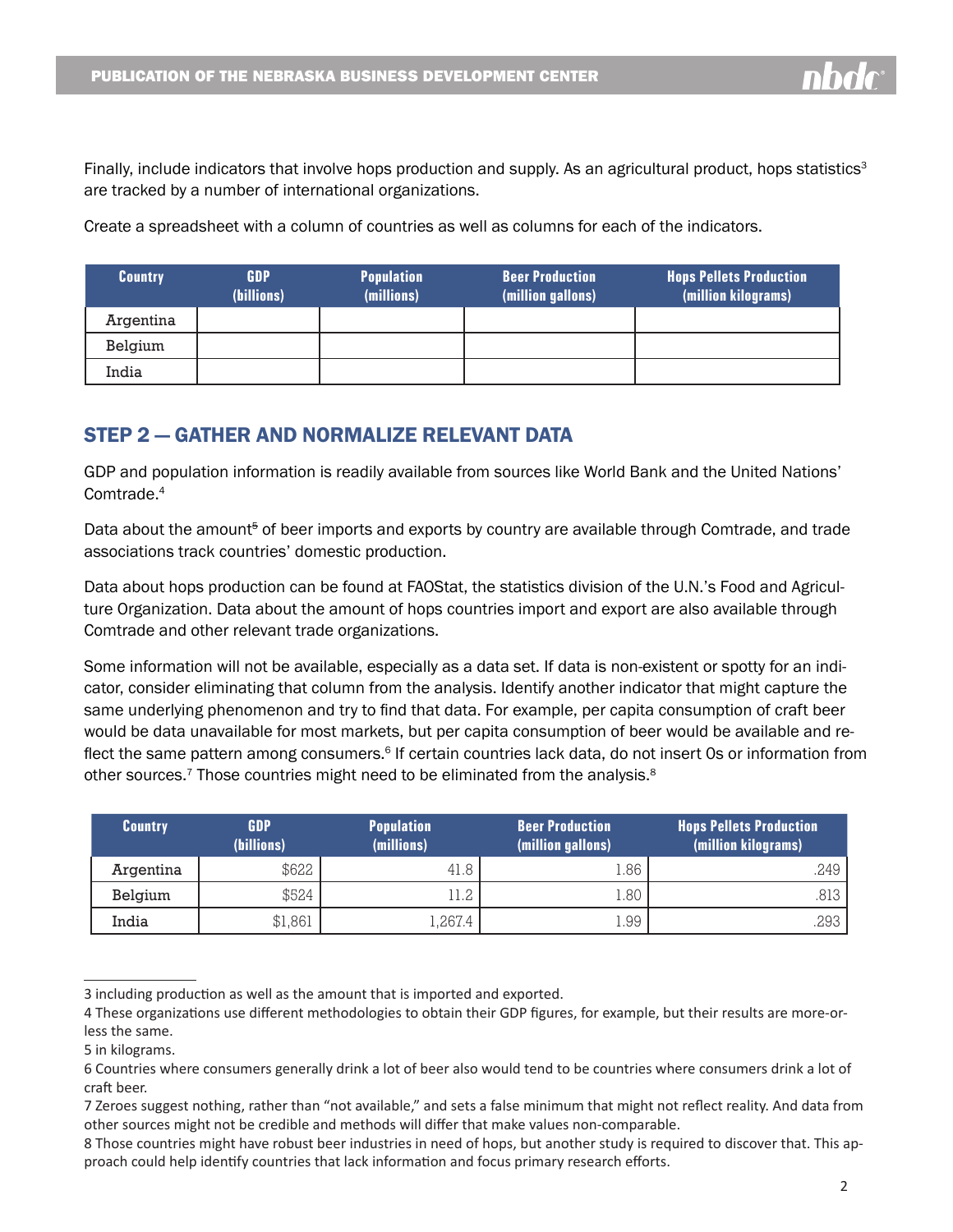Finally, include indicators that involve hops production and supply. As an agricultural product, hops statistics[3] are tracked by a number of international organizations.

Create a spreadsheet with a column of countries as well as columns for each of the indicators.

| Country | GDP (billions) | Population (millions) | Beer Production (million gallons) | Hops Pellets Production (million kilograms) |
|---|---|---|---|---|
| Argentina | | | | |
| Belgium | | | | |
| India | | | | |

## STEP 2 — GATHER AND NORMALIZE RELEVANT DATA

GDP and population information is readily available from sources like World Bank and the United Nations' Comtrade.[4]

Data about the amount[5] of beer imports and exports by country are available through Comtrade, and trade associations track countries' domestic production.

Data about hops production can be found at FAOStat, the statistics division of the U.N.'s Food and Agriculture Organization. Data about the amount of hops countries import and export are also available through Comtrade and other relevant trade organizations.

Some information will not be available, especially as a data set. If data is non-existent or spotty for an indicator, consider eliminating that column from the analysis. Identify another indicator that might capture the same underlying phenomenon and try to find that data. For example, per capita consumption of craft beer would be data unavailable for most markets, but per capita consumption of beer would be available and reflect the same pattern among consumers.[6] If certain countries lack data, do not insert 0s or information from other sources.[7] Those countries might need to be eliminated from the analysis.[8]

| Country | GDP (billions) | Population (millions) | Beer Production (million gallons) | Hops Pellets Production (million kilograms) |
|---|---|---|---|---|
| Argentina | $622 | 41.8 | 1.86 | .249 |
| Belgium | $524 | 11.2 | 1.80 | .813 |
| India | $1,861 | 1,267.4 | 1.99 | .293 |

---

3 including production as well as the amount that is imported and exported.

4 These organizations use different methodologies to obtain their GDP figures, for example, but their results are more-or-less the same.

5 in kilograms.

6 Countries where consumers generally drink a lot of beer also would tend to be countries where consumers drink a lot of craft beer.

7 Zeroes suggest nothing, rather than "not available," and sets a false minimum that might not reflect reality. And data from other sources might not be credible and methods will differ that make values non-comparable.

8 Those countries might have robust beer industries in need of hops, but another study is required to discover that. This approach could help identify countries that lack information and focus primary research efforts.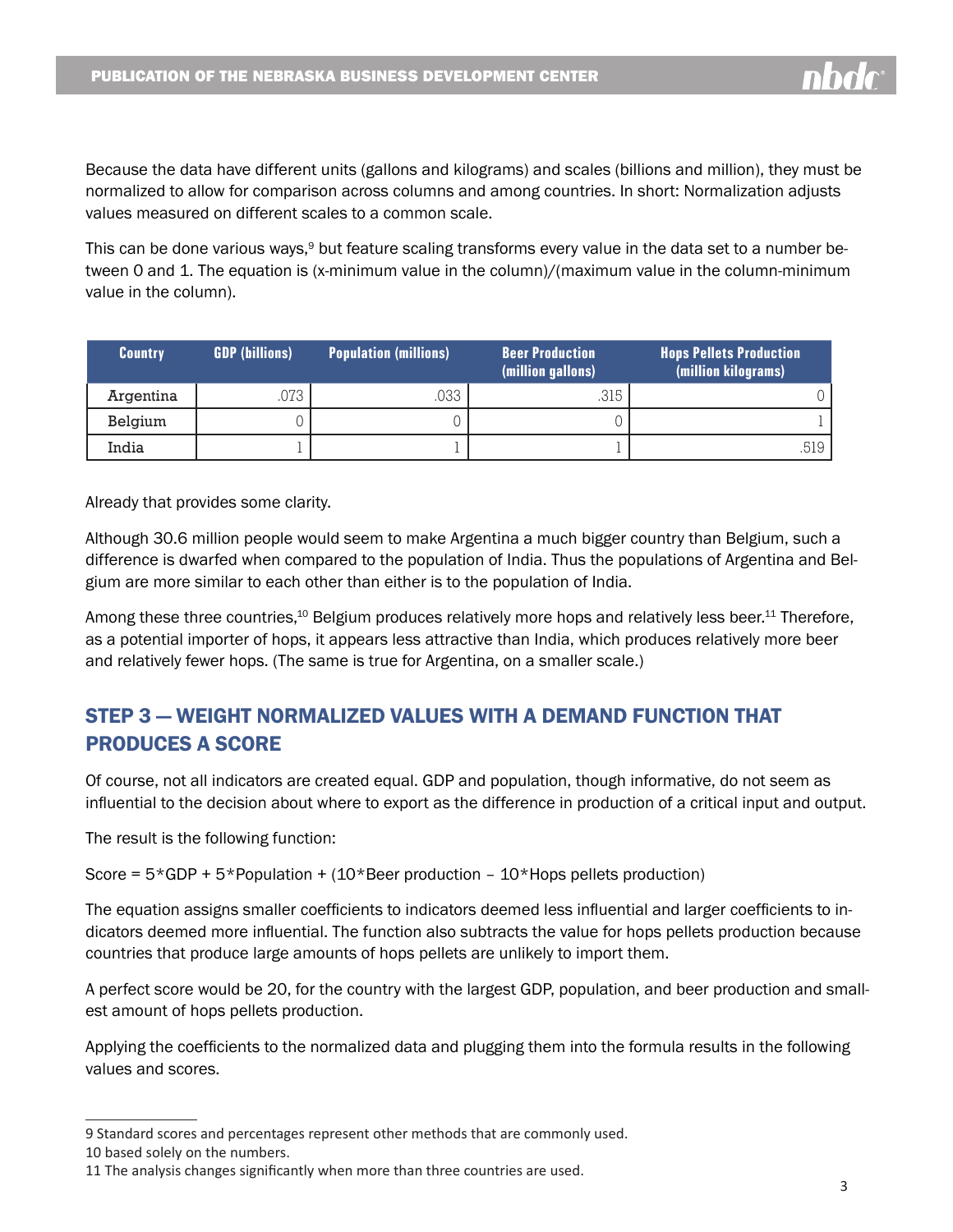Because the data have different units (gallons and kilograms) and scales (billions and million), they must be normalized to allow for comparison across columns and among countries. In short: Normalization adjusts values measured on different scales to a common scale.

This can be done various ways,[9] but feature scaling transforms every value in the data set to a number between 0 and 1. The equation is (x-minimum value in the column)/(maximum value in the column-minimum value in the column).

| Country | GDP (billions) | Population (millions) | Beer Production (million gallons) | Hops Pellets Production (million kilograms) |
|---|---|---|---|---|
| Argentina | .073 | .033 | .315 | 0 |
| Belgium | 0 | 0 | 0 | 1 |
| India | 1 | 1 | 1 | .519 |

Already that provides some clarity.

Although 30.6 million people would seem to make Argentina a much bigger country than Belgium, such a difference is dwarfed when compared to the population of India. Thus the populations of Argentina and Belgium are more similar to each other than either is to the population of India.

Among these three countries,[10] Belgium produces relatively more hops and relatively less beer.[11] Therefore, as a potential importer of hops, it appears less attractive than India, which produces relatively more beer and relatively fewer hops. (The same is true for Argentina, on a smaller scale.)

## STEP 3 — WEIGHT NORMALIZED VALUES WITH A DEMAND FUNCTION THAT PRODUCES A SCORE

Of course, not all indicators are created equal. GDP and population, though informative, do not seem as influential to the decision about where to export as the difference in production of a critical input and output.

The result is the following function:

Score = 5*GDP + 5*Population + (10*Beer production – 10*Hops pellets production)

The equation assigns smaller coefficients to indicators deemed less influential and larger coefficients to indicators deemed more influential. The function also subtracts the value for hops pellets production because countries that produce large amounts of hops pellets are unlikely to import them.

A perfect score would be 20, for the country with the largest GDP, population, and beer production and smallest amount of hops pellets production.

Applying the coefficients to the normalized data and plugging them into the formula results in the following values and scores.

---

9 Standard scores and percentages represent other methods that are commonly used.

10 based solely on the numbers.

11 The analysis changes significantly when more than three countries are used.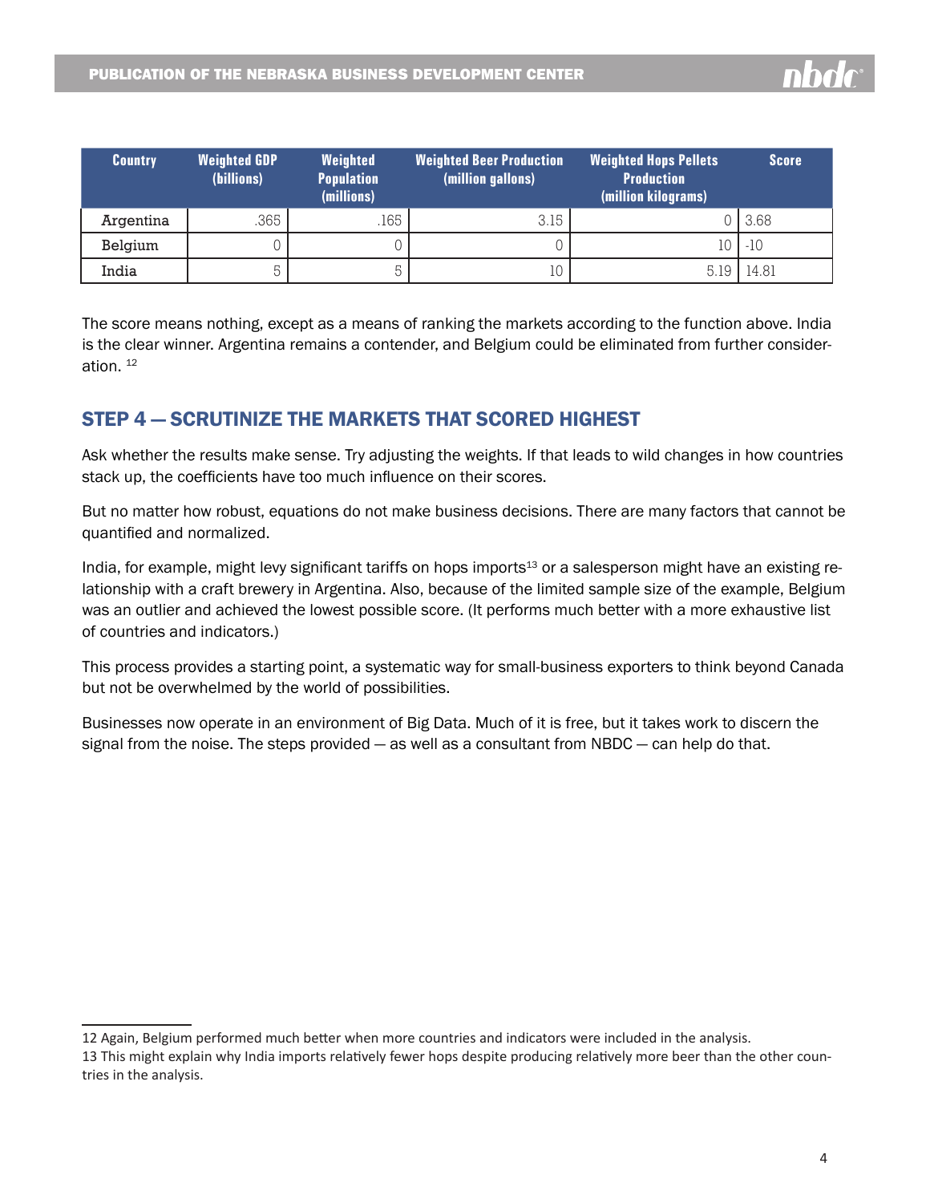| Country | Weighted GDP (billions) | Weighted Population (millions) | Weighted Beer Production (million gallons) | Weighted Hops Pellets Production (million kilograms) | Score |
|---|---|---|---|---|---|
| Argentina | .365 | .165 | 3.15 | 0 | 3.68 |
| Belgium | 0 | 0 | 0 | 10 | -10 |
| India | 5 | 5 | 10 | 5.19 | 14.81 |

The score means nothing, except as a means of ranking the markets according to the function above. India is the clear winner. Argentina remains a contender, and Belgium could be eliminated from further consideration. [12]

## STEP 4 — SCRUTINIZE THE MARKETS THAT SCORED HIGHEST

Ask whether the results make sense. Try adjusting the weights. If that leads to wild changes in how countries stack up, the coefficients have too much influence on their scores.

But no matter how robust, equations do not make business decisions. There are many factors that cannot be quantified and normalized.

India, for example, might levy significant tariffs on hops imports[13] or a salesperson might have an existing relationship with a craft brewery in Argentina. Also, because of the limited sample size of the example, Belgium was an outlier and achieved the lowest possible score. (It performs much better with a more exhaustive list of countries and indicators.)

This process provides a starting point, a systematic way for small-business exporters to think beyond Canada but not be overwhelmed by the world of possibilities.

Businesses now operate in an environment of Big Data. Much of it is free, but it takes work to discern the signal from the noise. The steps provided — as well as a consultant from NBDC — can help do that.

---

12 Again, Belgium performed much better when more countries and indicators were included in the analysis.

13 This might explain why India imports relatively fewer hops despite producing relatively more beer than the other countries in the analysis.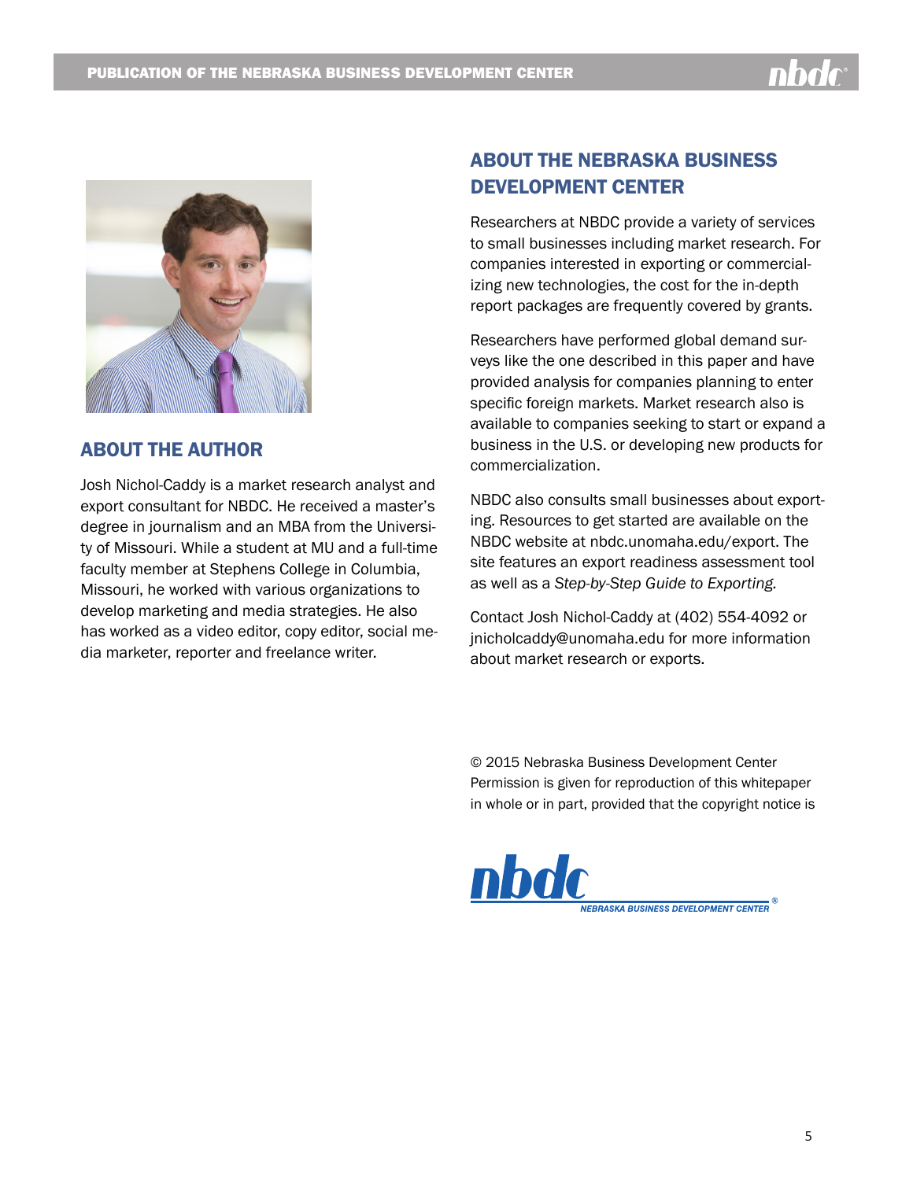## ABOUT THE AUTHOR

Josh Nichol-Caddy is a market research analyst and export consultant for NBDC. He received a master's degree in journalism and an MBA from the University of Missouri. While a student at MU and a full-time faculty member at Stephens College in Columbia, Missouri, he worked with various organizations to develop marketing and media strategies. He also has worked as a video editor, copy editor, social media marketer, reporter and freelance writer.

## ABOUT THE NEBRASKA BUSINESS DEVELOPMENT CENTER

Researchers at NBDC provide a variety of services to small businesses including market research. For companies interested in exporting or commercializing new technologies, the cost for the in-depth report packages are frequently covered by grants.

Researchers have performed global demand surveys like the one described in this paper and have provided analysis for companies planning to enter specific foreign markets. Market research also is available to companies seeking to start or expand a business in the U.S. or developing new products for commercialization.

NBDC also consults small businesses about exporting. Resources to get started are available on the NBDC website at nbdc.unomaha.edu/export. The site features an export readiness assessment tool as well as a *Step-by-Step Guide to Exporting.*

Contact Josh Nichol-Caddy at (402) 554-4092 or jnicholcaddy@unomaha.edu for more information about market research or exports.

© 2015 Nebraska Business Development Center
Permission is given for reproduction of this whitepaper in whole or in part, provided that the copyright notice is

nbdc
NEBRASKA BUSINESS DEVELOPMENT CENTER